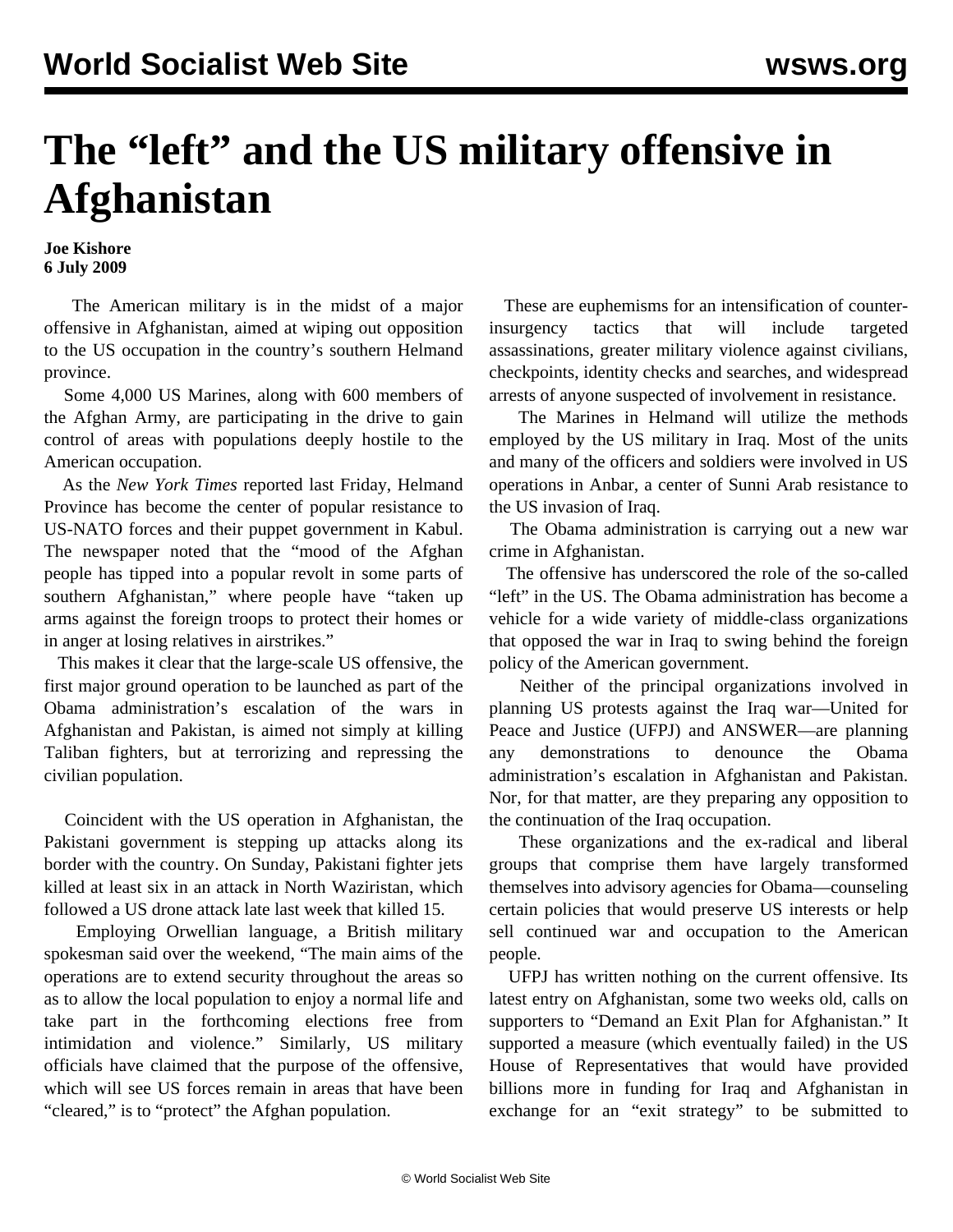# The "left" and the US military offensive in Afghanistan

**Joe Kishore**
**6 July 2009**

The American military is in the midst of a major offensive in Afghanistan, aimed at wiping out opposition to the US occupation in the country's southern Helmand province.

Some 4,000 US Marines, along with 600 members of the Afghan Army, are participating in the drive to gain control of areas with populations deeply hostile to the American occupation.

As the *New York Times* reported last Friday, Helmand Province has become the center of popular resistance to US-NATO forces and their puppet government in Kabul. The newspaper noted that the "mood of the Afghan people has tipped into a popular revolt in some parts of southern Afghanistan," where people have "taken up arms against the foreign troops to protect their homes or in anger at losing relatives in airstrikes."

This makes it clear that the large-scale US offensive, the first major ground operation to be launched as part of the Obama administration's escalation of the wars in Afghanistan and Pakistan, is aimed not simply at killing Taliban fighters, but at terrorizing and repressing the civilian population.

Coincident with the US operation in Afghanistan, the Pakistani government is stepping up attacks along its border with the country. On Sunday, Pakistani fighter jets killed at least six in an attack in North Waziristan, which followed a US drone attack late last week that killed 15.

Employing Orwellian language, a British military spokesman said over the weekend, "The main aims of the operations are to extend security throughout the areas so as to allow the local population to enjoy a normal life and take part in the forthcoming elections free from intimidation and violence." Similarly, US military officials have claimed that the purpose of the offensive, which will see US forces remain in areas that have been "cleared," is to "protect" the Afghan population.

These are euphemisms for an intensification of counter-insurgency tactics that will include targeted assassinations, greater military violence against civilians, checkpoints, identity checks and searches, and widespread arrests of anyone suspected of involvement in resistance.

The Marines in Helmand will utilize the methods employed by the US military in Iraq. Most of the units and many of the officers and soldiers were involved in US operations in Anbar, a center of Sunni Arab resistance to the US invasion of Iraq.

The Obama administration is carrying out a new war crime in Afghanistan.

The offensive has underscored the role of the so-called "left" in the US. The Obama administration has become a vehicle for a wide variety of middle-class organizations that opposed the war in Iraq to swing behind the foreign policy of the American government.

Neither of the principal organizations involved in planning US protests against the Iraq war—United for Peace and Justice (UFPJ) and ANSWER—are planning any demonstrations to denounce the Obama administration's escalation in Afghanistan and Pakistan. Nor, for that matter, are they preparing any opposition to the continuation of the Iraq occupation.

These organizations and the ex-radical and liberal groups that comprise them have largely transformed themselves into advisory agencies for Obama—counseling certain policies that would preserve US interests or help sell continued war and occupation to the American people.

UFPJ has written nothing on the current offensive. Its latest entry on Afghanistan, some two weeks old, calls on supporters to "Demand an Exit Plan for Afghanistan." It supported a measure (which eventually failed) in the US House of Representatives that would have provided billions more in funding for Iraq and Afghanistan in exchange for an "exit strategy" to be submitted to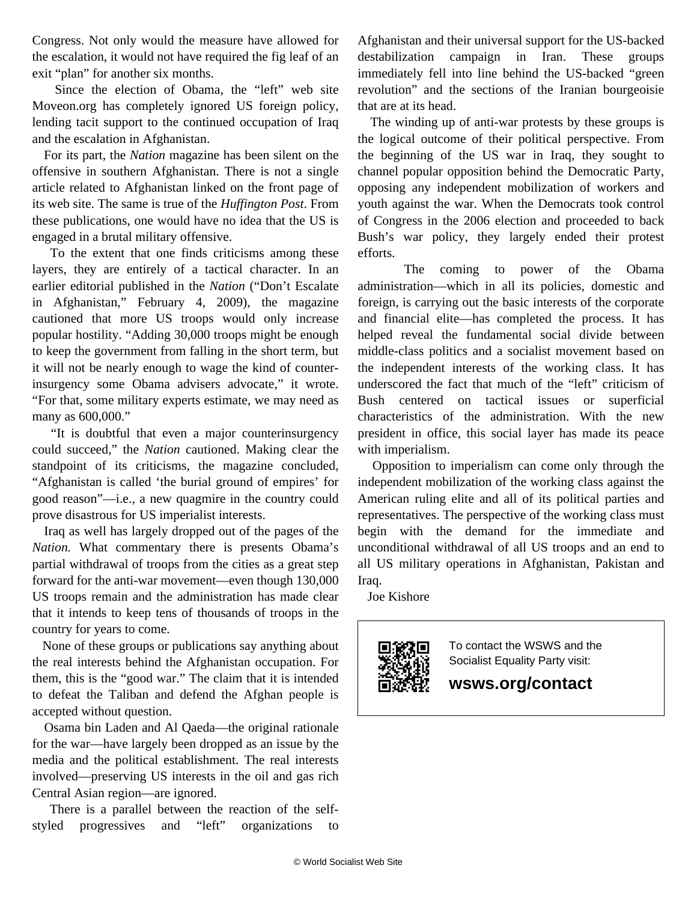Congress. Not only would the measure have allowed for the escalation, it would not have required the fig leaf of an exit "plan" for another six months.

Since the election of Obama, the "left" web site Moveon.org has completely ignored US foreign policy, lending tacit support to the continued occupation of Iraq and the escalation in Afghanistan.

For its part, the *Nation* magazine has been silent on the offensive in southern Afghanistan. There is not a single article related to Afghanistan linked on the front page of its web site. The same is true of the *Huffington Post*. From these publications, one would have no idea that the US is engaged in a brutal military offensive.

To the extent that one finds criticisms among these layers, they are entirely of a tactical character. In an earlier editorial published in the *Nation* ("Don't Escalate in Afghanistan," February 4, 2009), the magazine cautioned that more US troops would only increase popular hostility. "Adding 30,000 troops might be enough to keep the government from falling in the short term, but it will not be nearly enough to wage the kind of counter-insurgency some Obama advisers advocate," it wrote. "For that, some military experts estimate, we may need as many as 600,000."

"It is doubtful that even a major counterinsurgency could succeed," the *Nation* cautioned. Making clear the standpoint of its criticisms, the magazine concluded, "Afghanistan is called 'the burial ground of empires' for good reason"—i.e., a new quagmire in the country could prove disastrous for US imperialist interests.

Iraq as well has largely dropped out of the pages of the *Nation.* What commentary there is presents Obama's partial withdrawal of troops from the cities as a great step forward for the anti-war movement—even though 130,000 US troops remain and the administration has made clear that it intends to keep tens of thousands of troops in the country for years to come.

None of these groups or publications say anything about the real interests behind the Afghanistan occupation. For them, this is the "good war." The claim that it is intended to defeat the Taliban and defend the Afghan people is accepted without question.

Osama bin Laden and Al Qaeda—the original rationale for the war—have largely been dropped as an issue by the media and the political establishment. The real interests involved—preserving US interests in the oil and gas rich Central Asian region—are ignored.

There is a parallel between the reaction of the self-styled progressives and "left" organizations to Afghanistan and their universal support for the US-backed destabilization campaign in Iran. These groups immediately fell into line behind the US-backed "green revolution" and the sections of the Iranian bourgeoisie that are at its head.

The winding up of anti-war protests by these groups is the logical outcome of their political perspective. From the beginning of the US war in Iraq, they sought to channel popular opposition behind the Democratic Party, opposing any independent mobilization of workers and youth against the war. When the Democrats took control of Congress in the 2006 election and proceeded to back Bush's war policy, they largely ended their protest efforts.

The coming to power of the Obama administration—which in all its policies, domestic and foreign, is carrying out the basic interests of the corporate and financial elite—has completed the process. It has helped reveal the fundamental social divide between middle-class politics and a socialist movement based on the independent interests of the working class. It has underscored the fact that much of the "left" criticism of Bush centered on tactical issues or superficial characteristics of the administration. With the new president in office, this social layer has made its peace with imperialism.

Opposition to imperialism can come only through the independent mobilization of the working class against the American ruling elite and all of its political parties and representatives. The perspective of the working class must begin with the demand for the immediate and unconditional withdrawal of all US troops and an end to all US military operations in Afghanistan, Pakistan and Iraq.

Joe Kishore

To contact the WSWS and the Socialist Equality Party visit:

**wsws.org/contact**